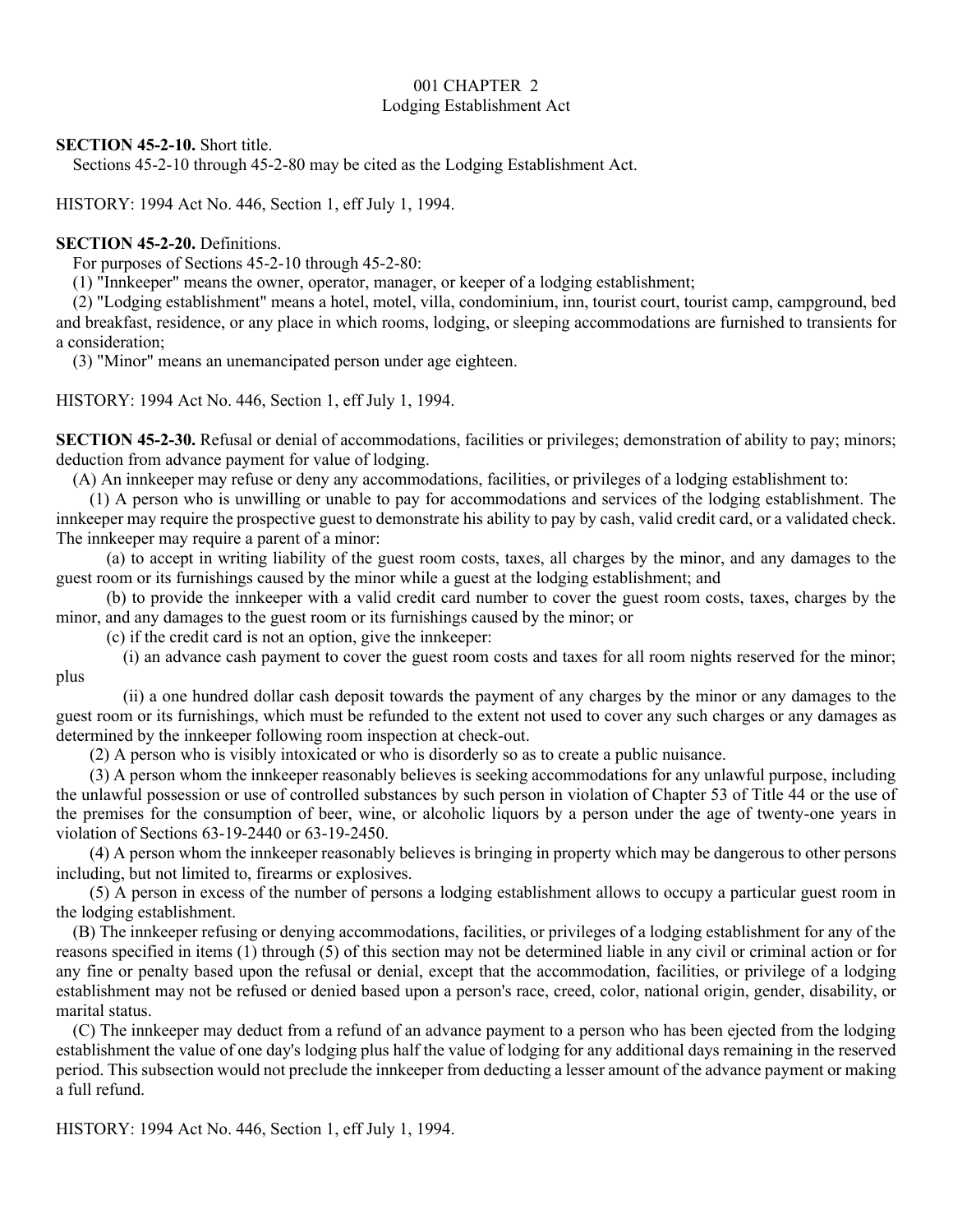# 001 CHAPTER 2
## Lodging Establishment Act

**SECTION 45-2-10.** Short title.

Sections 45-2-10 through 45-2-80 may be cited as the Lodging Establishment Act.

HISTORY: 1994 Act No. 446, Section 1, eff July 1, 1994.

**SECTION 45-2-20.** Definitions.

For purposes of Sections 45-2-10 through 45-2-80:

(1) "Innkeeper" means the owner, operator, manager, or keeper of a lodging establishment;

(2) "Lodging establishment" means a hotel, motel, villa, condominium, inn, tourist court, tourist camp, campground, bed and breakfast, residence, or any place in which rooms, lodging, or sleeping accommodations are furnished to transients for a consideration;

(3) "Minor" means an unemancipated person under age eighteen.

HISTORY: 1994 Act No. 446, Section 1, eff July 1, 1994.

**SECTION 45-2-30.** Refusal or denial of accommodations, facilities or privileges; demonstration of ability to pay; minors; deduction from advance payment for value of lodging.

(A) An innkeeper may refuse or deny any accommodations, facilities, or privileges of a lodging establishment to:

(1) A person who is unwilling or unable to pay for accommodations and services of the lodging establishment. The innkeeper may require the prospective guest to demonstrate his ability to pay by cash, valid credit card, or a validated check. The innkeeper may require a parent of a minor:

(a) to accept in writing liability of the guest room costs, taxes, all charges by the minor, and any damages to the guest room or its furnishings caused by the minor while a guest at the lodging establishment; and

(b) to provide the innkeeper with a valid credit card number to cover the guest room costs, taxes, charges by the minor, and any damages to the guest room or its furnishings caused by the minor; or

(c) if the credit card is not an option, give the innkeeper:

(i) an advance cash payment to cover the guest room costs and taxes for all room nights reserved for the minor; plus

(ii) a one hundred dollar cash deposit towards the payment of any charges by the minor or any damages to the guest room or its furnishings, which must be refunded to the extent not used to cover any such charges or any damages as determined by the innkeeper following room inspection at check-out.

(2) A person who is visibly intoxicated or who is disorderly so as to create a public nuisance.

(3) A person whom the innkeeper reasonably believes is seeking accommodations for any unlawful purpose, including the unlawful possession or use of controlled substances by such person in violation of Chapter 53 of Title 44 or the use of the premises for the consumption of beer, wine, or alcoholic liquors by a person under the age of twenty-one years in violation of Sections 63-19-2440 or 63-19-2450.

(4) A person whom the innkeeper reasonably believes is bringing in property which may be dangerous to other persons including, but not limited to, firearms or explosives.

(5) A person in excess of the number of persons a lodging establishment allows to occupy a particular guest room in the lodging establishment.

(B) The innkeeper refusing or denying accommodations, facilities, or privileges of a lodging establishment for any of the reasons specified in items (1) through (5) of this section may not be determined liable in any civil or criminal action or for any fine or penalty based upon the refusal or denial, except that the accommodation, facilities, or privilege of a lodging establishment may not be refused or denied based upon a person's race, creed, color, national origin, gender, disability, or marital status.

(C) The innkeeper may deduct from a refund of an advance payment to a person who has been ejected from the lodging establishment the value of one day's lodging plus half the value of lodging for any additional days remaining in the reserved period. This subsection would not preclude the innkeeper from deducting a lesser amount of the advance payment or making a full refund.

HISTORY: 1994 Act No. 446, Section 1, eff July 1, 1994.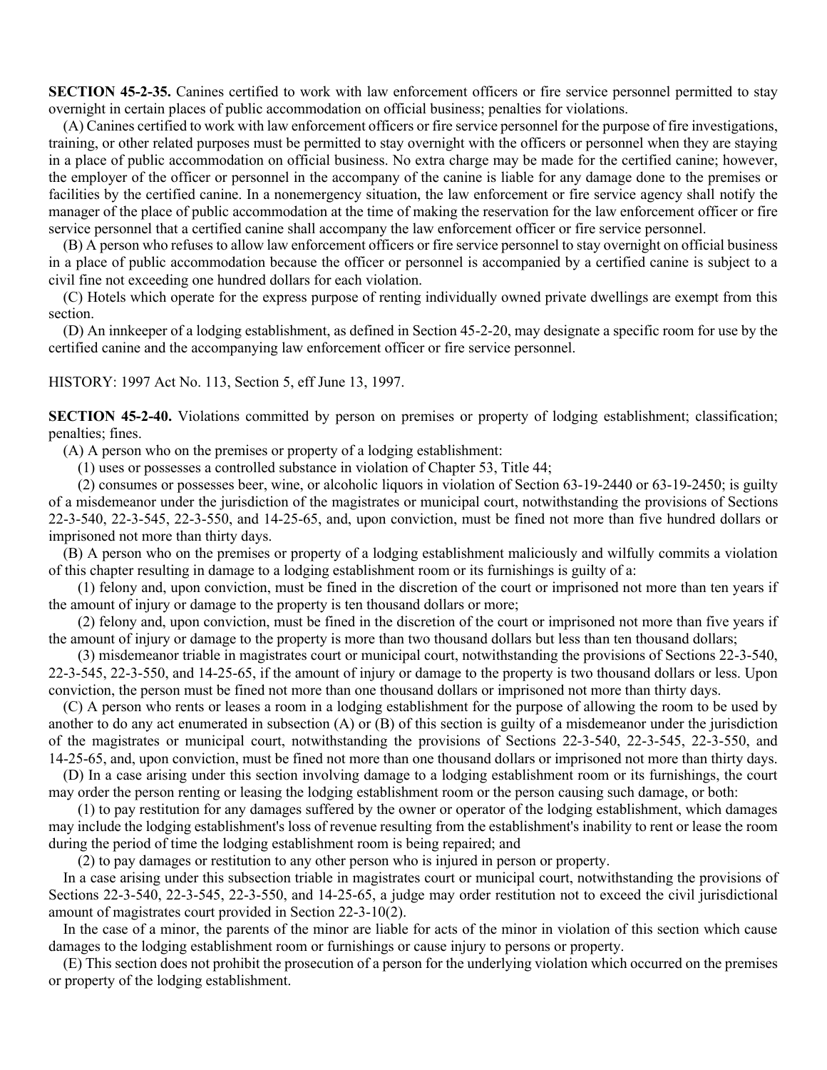**SECTION 45-2-35.** Canines certified to work with law enforcement officers or fire service personnel permitted to stay overnight in certain places of public accommodation on official business; penalties for violations.

(A) Canines certified to work with law enforcement officers or fire service personnel for the purpose of fire investigations, training, or other related purposes must be permitted to stay overnight with the officers or personnel when they are staying in a place of public accommodation on official business. No extra charge may be made for the certified canine; however, the employer of the officer or personnel in the accompany of the canine is liable for any damage done to the premises or facilities by the certified canine. In a nonemergency situation, the law enforcement or fire service agency shall notify the manager of the place of public accommodation at the time of making the reservation for the law enforcement officer or fire service personnel that a certified canine shall accompany the law enforcement officer or fire service personnel.

(B) A person who refuses to allow law enforcement officers or fire service personnel to stay overnight on official business in a place of public accommodation because the officer or personnel is accompanied by a certified canine is subject to a civil fine not exceeding one hundred dollars for each violation.

(C) Hotels which operate for the express purpose of renting individually owned private dwellings are exempt from this section.

(D) An innkeeper of a lodging establishment, as defined in Section 45-2-20, may designate a specific room for use by the certified canine and the accompanying law enforcement officer or fire service personnel.

HISTORY: 1997 Act No. 113, Section 5, eff June 13, 1997.

**SECTION 45-2-40.** Violations committed by person on premises or property of lodging establishment; classification; penalties; fines.

(A) A person who on the premises or property of a lodging establishment:

(1) uses or possesses a controlled substance in violation of Chapter 53, Title 44;

(2) consumes or possesses beer, wine, or alcoholic liquors in violation of Section 63-19-2440 or 63-19-2450; is guilty of a misdemeanor under the jurisdiction of the magistrates or municipal court, notwithstanding the provisions of Sections 22-3-540, 22-3-545, 22-3-550, and 14-25-65, and, upon conviction, must be fined not more than five hundred dollars or imprisoned not more than thirty days.

(B) A person who on the premises or property of a lodging establishment maliciously and wilfully commits a violation of this chapter resulting in damage to a lodging establishment room or its furnishings is guilty of a:

(1) felony and, upon conviction, must be fined in the discretion of the court or imprisoned not more than ten years if the amount of injury or damage to the property is ten thousand dollars or more;

(2) felony and, upon conviction, must be fined in the discretion of the court or imprisoned not more than five years if the amount of injury or damage to the property is more than two thousand dollars but less than ten thousand dollars;

(3) misdemeanor triable in magistrates court or municipal court, notwithstanding the provisions of Sections 22-3-540, 22-3-545, 22-3-550, and 14-25-65, if the amount of injury or damage to the property is two thousand dollars or less. Upon conviction, the person must be fined not more than one thousand dollars or imprisoned not more than thirty days.

(C) A person who rents or leases a room in a lodging establishment for the purpose of allowing the room to be used by another to do any act enumerated in subsection (A) or (B) of this section is guilty of a misdemeanor under the jurisdiction of the magistrates or municipal court, notwithstanding the provisions of Sections 22-3-540, 22-3-545, 22-3-550, and 14-25-65, and, upon conviction, must be fined not more than one thousand dollars or imprisoned not more than thirty days.

(D) In a case arising under this section involving damage to a lodging establishment room or its furnishings, the court may order the person renting or leasing the lodging establishment room or the person causing such damage, or both:

(1) to pay restitution for any damages suffered by the owner or operator of the lodging establishment, which damages may include the lodging establishment's loss of revenue resulting from the establishment's inability to rent or lease the room during the period of time the lodging establishment room is being repaired; and

(2) to pay damages or restitution to any other person who is injured in person or property.

In a case arising under this subsection triable in magistrates court or municipal court, notwithstanding the provisions of Sections 22-3-540, 22-3-545, 22-3-550, and 14-25-65, a judge may order restitution not to exceed the civil jurisdictional amount of magistrates court provided in Section 22-3-10(2).

In the case of a minor, the parents of the minor are liable for acts of the minor in violation of this section which cause damages to the lodging establishment room or furnishings or cause injury to persons or property.

(E) This section does not prohibit the prosecution of a person for the underlying violation which occurred on the premises or property of the lodging establishment.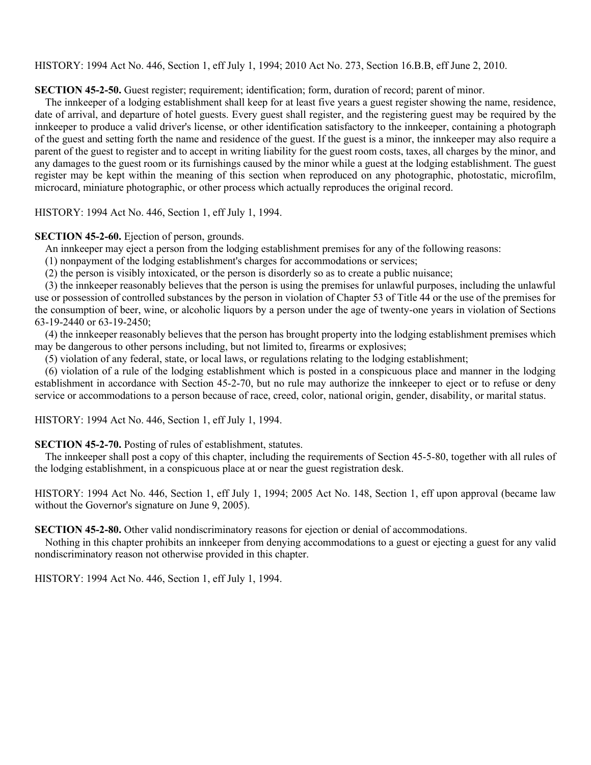HISTORY: 1994 Act No. 446, Section 1, eff July 1, 1994; 2010 Act No. 273, Section 16.B.B, eff June 2, 2010.

**SECTION 45-2-50.** Guest register; requirement; identification; form, duration of record; parent of minor.

The innkeeper of a lodging establishment shall keep for at least five years a guest register showing the name, residence, date of arrival, and departure of hotel guests. Every guest shall register, and the registering guest may be required by the innkeeper to produce a valid driver's license, or other identification satisfactory to the innkeeper, containing a photograph of the guest and setting forth the name and residence of the guest. If the guest is a minor, the innkeeper may also require a parent of the guest to register and to accept in writing liability for the guest room costs, taxes, all charges by the minor, and any damages to the guest room or its furnishings caused by the minor while a guest at the lodging establishment. The guest register may be kept within the meaning of this section when reproduced on any photographic, photostatic, microfilm, microcard, miniature photographic, or other process which actually reproduces the original record.

HISTORY: 1994 Act No. 446, Section 1, eff July 1, 1994.

**SECTION 45-2-60.** Ejection of person, grounds.

An innkeeper may eject a person from the lodging establishment premises for any of the following reasons:

(1) nonpayment of the lodging establishment's charges for accommodations or services;

(2) the person is visibly intoxicated, or the person is disorderly so as to create a public nuisance;

(3) the innkeeper reasonably believes that the person is using the premises for unlawful purposes, including the unlawful use or possession of controlled substances by the person in violation of Chapter 53 of Title 44 or the use of the premises for the consumption of beer, wine, or alcoholic liquors by a person under the age of twenty-one years in violation of Sections 63-19-2440 or 63-19-2450;

(4) the innkeeper reasonably believes that the person has brought property into the lodging establishment premises which may be dangerous to other persons including, but not limited to, firearms or explosives;

(5) violation of any federal, state, or local laws, or regulations relating to the lodging establishment;

(6) violation of a rule of the lodging establishment which is posted in a conspicuous place and manner in the lodging establishment in accordance with Section 45-2-70, but no rule may authorize the innkeeper to eject or to refuse or deny service or accommodations to a person because of race, creed, color, national origin, gender, disability, or marital status.

HISTORY: 1994 Act No. 446, Section 1, eff July 1, 1994.

**SECTION 45-2-70.** Posting of rules of establishment, statutes.

The innkeeper shall post a copy of this chapter, including the requirements of Section 45-5-80, together with all rules of the lodging establishment, in a conspicuous place at or near the guest registration desk.

HISTORY: 1994 Act No. 446, Section 1, eff July 1, 1994; 2005 Act No. 148, Section 1, eff upon approval (became law without the Governor's signature on June 9, 2005).

**SECTION 45-2-80.** Other valid nondiscriminatory reasons for ejection or denial of accommodations.

Nothing in this chapter prohibits an innkeeper from denying accommodations to a guest or ejecting a guest for any valid nondiscriminatory reason not otherwise provided in this chapter.

HISTORY: 1994 Act No. 446, Section 1, eff July 1, 1994.